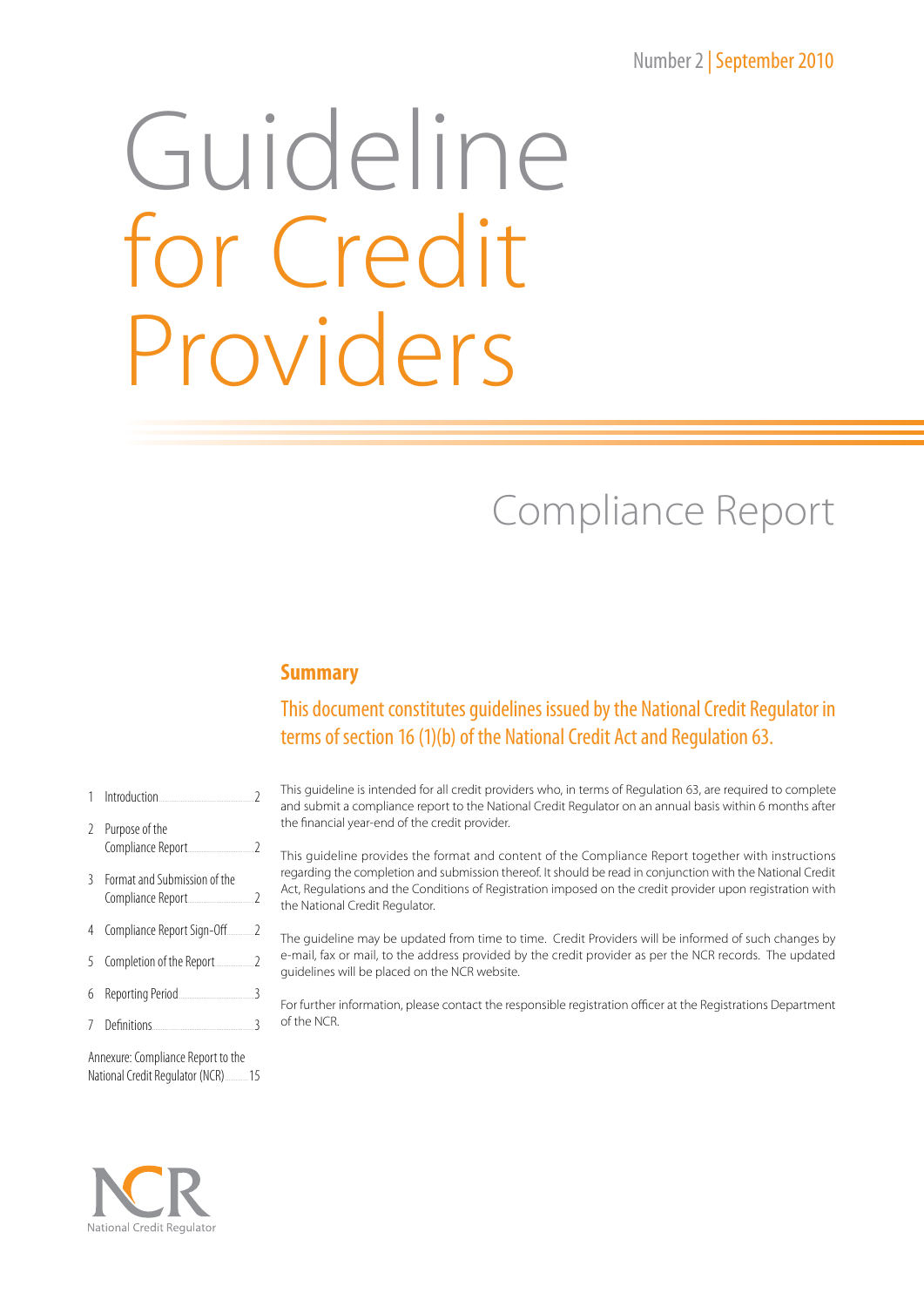Number 2 | September 2010

# Guideline for Credit Providers

## Compliance Report

### Summary

This document constitutes guidelines issued by the National Credit Regulator in terms of section 16 (1)(b) of the National Credit Act and Regulation 63.

| | | |
|---|---|---|
| 1 | Introduction | 2 |
| 2 | Purpose of the Compliance Report | 2 |
| 3 | Format and Submission of the Compliance Report | 2 |
| 4 | Compliance Report Sign-Off | 2 |
| 5 | Completion of the Report | 2 |
| 6 | Reporting Period | 3 |
| 7 | Definitions | 3 |
| | Annexure: Compliance Report to the National Credit Regulator (NCR) | 15 |

This guideline is intended for all credit providers who, in terms of Regulation 63, are required to complete and submit a compliance report to the National Credit Regulator on an annual basis within 6 months after the financial year-end of the credit provider.

This guideline provides the format and content of the Compliance Report together with instructions regarding the completion and submission thereof. It should be read in conjunction with the National Credit Act, Regulations and the Conditions of Registration imposed on the credit provider upon registration with the National Credit Regulator.

The guideline may be updated from time to time. Credit Providers will be informed of such changes by e-mail, fax or mail, to the address provided by the credit provider as per the NCR records. The updated guidelines will be placed on the NCR website.

For further information, please contact the responsible registration officer at the Registrations Department of the NCR.

NCR
National Credit Regulator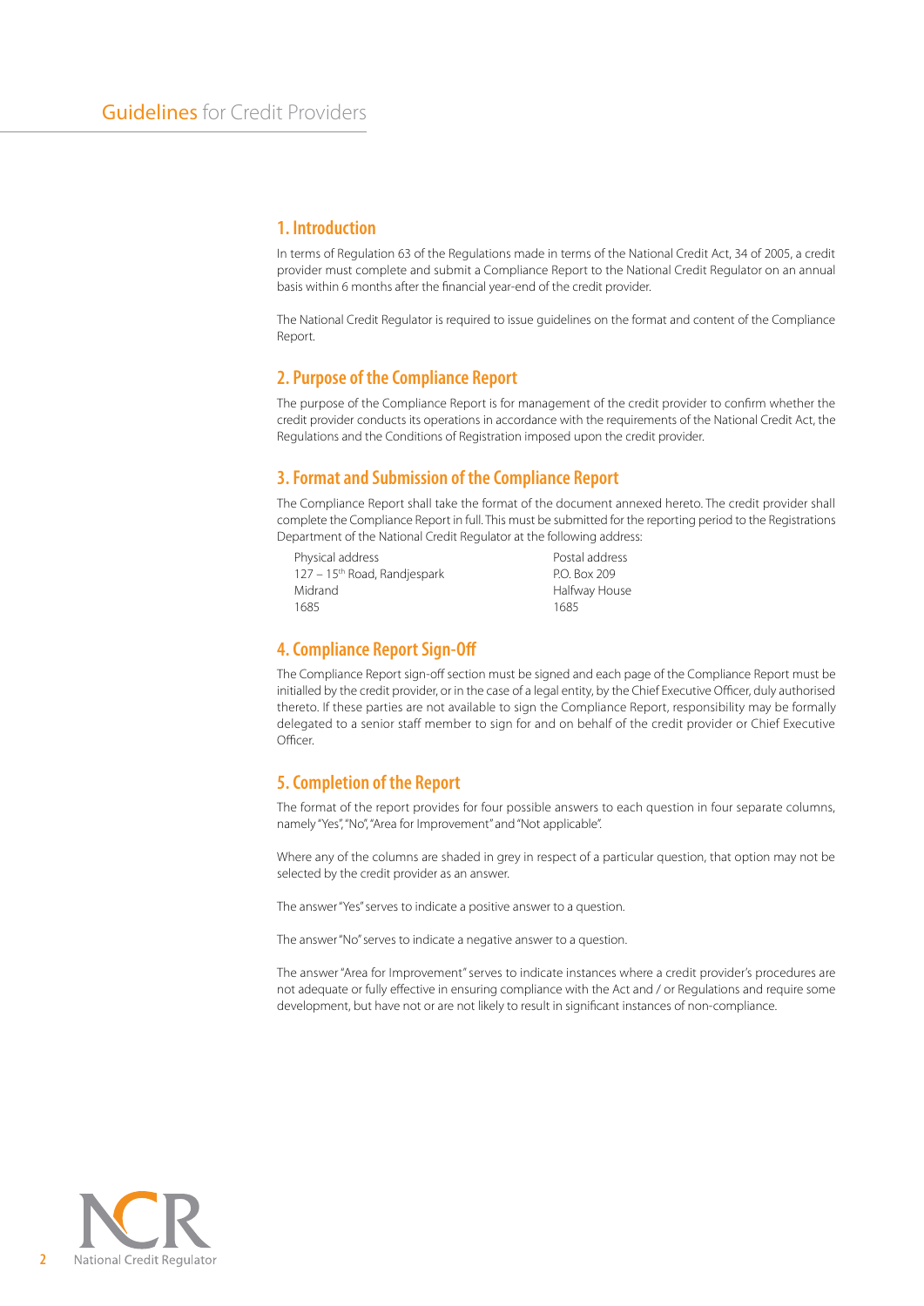# Guidelines for Credit Providers

## 1. Introduction

In terms of Regulation 63 of the Regulations made in terms of the National Credit Act, 34 of 2005, a credit provider must complete and submit a Compliance Report to the National Credit Regulator on an annual basis within 6 months after the financial year-end of the credit provider.

The National Credit Regulator is required to issue guidelines on the format and content of the Compliance Report.

## 2. Purpose of the Compliance Report

The purpose of the Compliance Report is for management of the credit provider to confirm whether the credit provider conducts its operations in accordance with the requirements of the National Credit Act, the Regulations and the Conditions of Registration imposed upon the credit provider.

## 3. Format and Submission of the Compliance Report

The Compliance Report shall take the format of the document annexed hereto. The credit provider shall complete the Compliance Report in full. This must be submitted for the reporting period to the Registrations Department of the National Credit Regulator at the following address:

| Physical address | Postal address |
|---|---|
| 127 – 15th Road, Randjespark | P.O. Box 209 |
| Midrand | Halfway House |
| 1685 | 1685 |

## 4. Compliance Report Sign-Off

The Compliance Report sign-off section must be signed and each page of the Compliance Report must be initialled by the credit provider, or in the case of a legal entity, by the Chief Executive Officer, duly authorised thereto. If these parties are not available to sign the Compliance Report, responsibility may be formally delegated to a senior staff member to sign for and on behalf of the credit provider or Chief Executive Officer.

## 5. Completion of the Report

The format of the report provides for four possible answers to each question in four separate columns, namely "Yes", "No", "Area for Improvement" and "Not applicable".

Where any of the columns are shaded in grey in respect of a particular question, that option may not be selected by the credit provider as an answer.

The answer "Yes" serves to indicate a positive answer to a question.

The answer "No" serves to indicate a negative answer to a question.

The answer "Area for Improvement" serves to indicate instances where a credit provider's procedures are not adequate or fully effective in ensuring compliance with the Act and / or Regulations and require some development, but have not or are not likely to result in significant instances of non-compliance.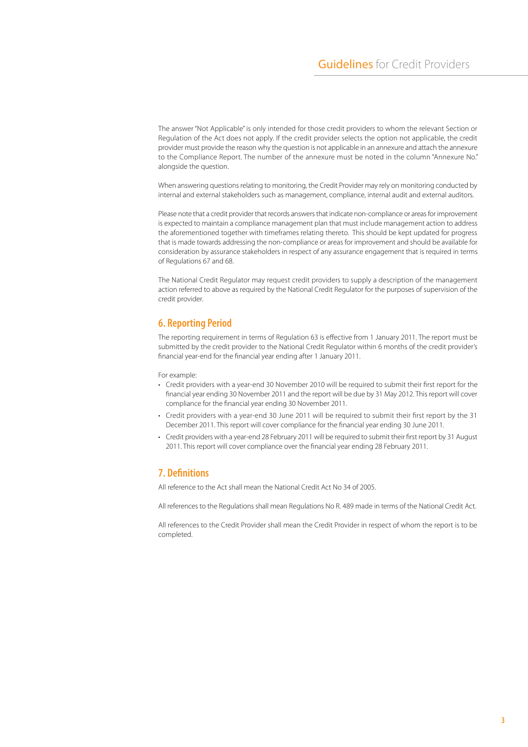The answer "Not Applicable" is only intended for those credit providers to whom the relevant Section or Regulation of the Act does not apply. If the credit provider selects the option not applicable, the credit provider must provide the reason why the question is not applicable in an annexure and attach the annexure to the Compliance Report. The number of the annexure must be noted in the column "Annexure No." alongside the question.

When answering questions relating to monitoring, the Credit Provider may rely on monitoring conducted by internal and external stakeholders such as management, compliance, internal audit and external auditors.

Please note that a credit provider that records answers that indicate non-compliance or areas for improvement is expected to maintain a compliance management plan that must include management action to address the aforementioned together with timeframes relating thereto. This should be kept updated for progress that is made towards addressing the non-compliance or areas for improvement and should be available for consideration by assurance stakeholders in respect of any assurance engagement that is required in terms of Regulations 67 and 68.

The National Credit Regulator may request credit providers to supply a description of the management action referred to above as required by the National Credit Regulator for the purposes of supervision of the credit provider.

## 6. Reporting Period

The reporting requirement in terms of Regulation 63 is effective from 1 January 2011. The report must be submitted by the credit provider to the National Credit Regulator within 6 months of the credit provider's financial year-end for the financial year ending after 1 January 2011.

For example:

- Credit providers with a year-end 30 November 2010 will be required to submit their first report for the financial year ending 30 November 2011 and the report will be due by 31 May 2012. This report will cover compliance for the financial year ending 30 November 2011.
- Credit providers with a year-end 30 June 2011 will be required to submit their first report by the 31 December 2011. This report will cover compliance for the financial year ending 30 June 2011.
- Credit providers with a year-end 28 February 2011 will be required to submit their first report by 31 August 2011. This report will cover compliance over the financial year ending 28 February 2011.

## 7. Definitions

All reference to the Act shall mean the National Credit Act No 34 of 2005.

All references to the Regulations shall mean Regulations No R. 489 made in terms of the National Credit Act.

All references to the Credit Provider shall mean the Credit Provider in respect of whom the report is to be completed.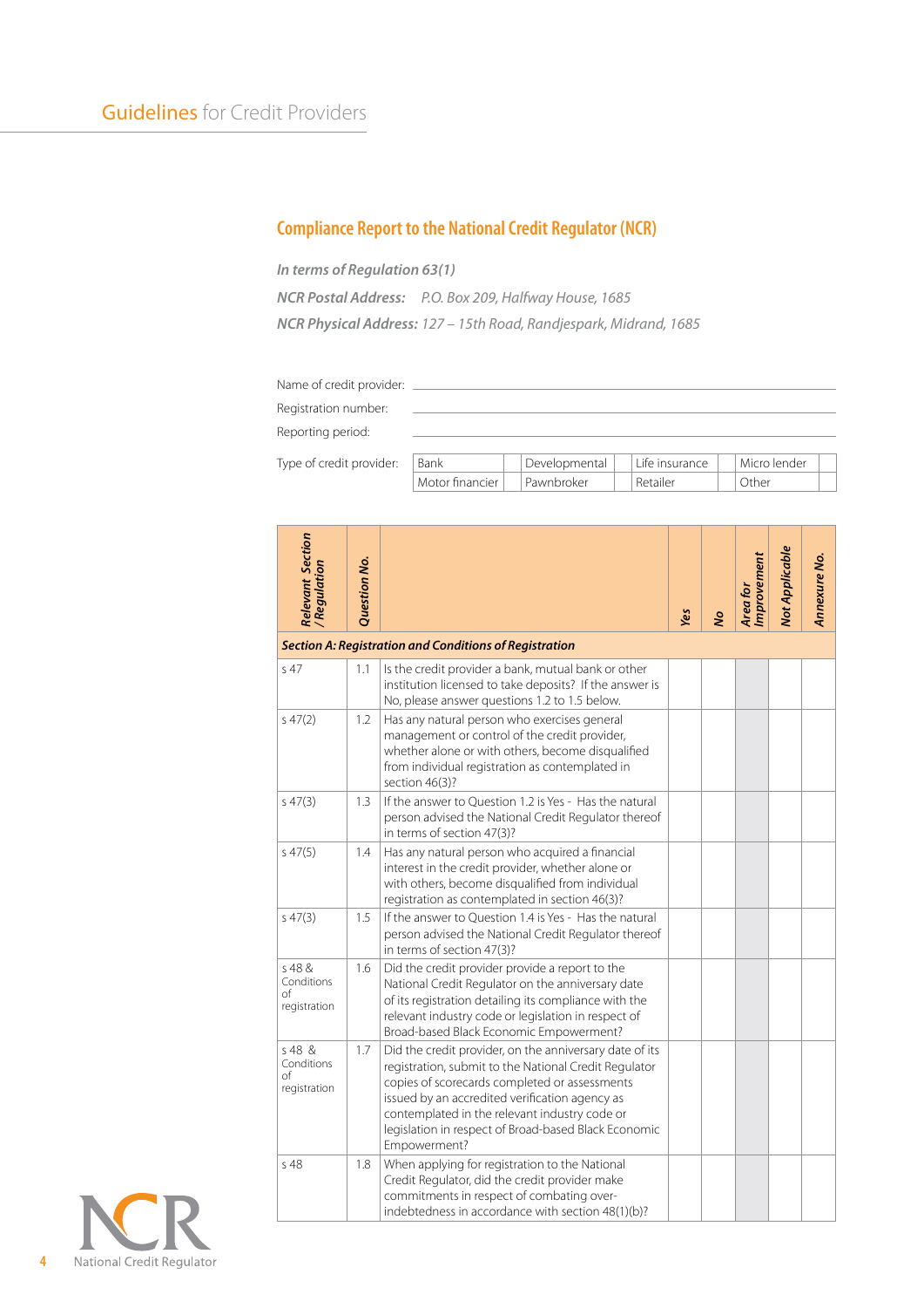## Compliance Report to the National Credit Regulator (NCR)

***In terms of Regulation 63(1)***

***NCR Postal Address:*** *P.O. Box 209, Halfway House, 1685*

***NCR Physical Address:*** *127 – 15th Road, Randjespark, Midrand, 1685*

Name of credit provider: ______________________________

Registration number: ______________________________

Reporting period: ______________________________

Type of credit provider:

| Bank | | Developmental | | Life insurance | | Micro lender | |
|---|---|---|---|---|---|---|---|
| Motor financier | | Pawnbroker | | Retailer | | Other | |

| *Relevant Section / Regulation* | *Question No.* | | *Yes* | *No* | *Area for Improvement* | *Not Applicable* | *Annexure No.* |
|---|---|---|---|---|---|---|---|
| ***Section A: Registration and Conditions of Registration*** | | | | | | | |
| s 47 | 1.1 | Is the credit provider a bank, mutual bank or other institution licensed to take deposits? If the answer is No, please answer questions 1.2 to 1.5 below. | | | | | |
| s 47(2) | 1.2 | Has any natural person who exercises general management or control of the credit provider, whether alone or with others, become disqualified from individual registration as contemplated in section 46(3)? | | | | | |
| s 47(3) | 1.3 | If the answer to Question 1.2 is Yes - Has the natural person advised the National Credit Regulator thereof in terms of section 47(3)? | | | | | |
| s 47(5) | 1.4 | Has any natural person who acquired a financial interest in the credit provider, whether alone or with others, become disqualified from individual registration as contemplated in section 46(3)? | | | | | |
| s 47(3) | 1.5 | If the answer to Question 1.4 is Yes - Has the natural person advised the National Credit Regulator thereof in terms of section 47(3)? | | | | | |
| s 48 & Conditions of registration | 1.6 | Did the credit provider provide a report to the National Credit Regulator on the anniversary date of its registration detailing its compliance with the relevant industry code or legislation in respect of Broad-based Black Economic Empowerment? | | | | | |
| s 48 & Conditions of registration | 1.7 | Did the credit provider, on the anniversary date of its registration, submit to the National Credit Regulator copies of scorecards completed or assessments issued by an accredited verification agency as contemplated in the relevant industry code or legislation in respect of Broad-based Black Economic Empowerment? | | | | | |
| s 48 | 1.8 | When applying for registration to the National Credit Regulator, did the credit provider make commitments in respect of combating over-indebtedness in accordance with section 48(1)(b)? | | | | | |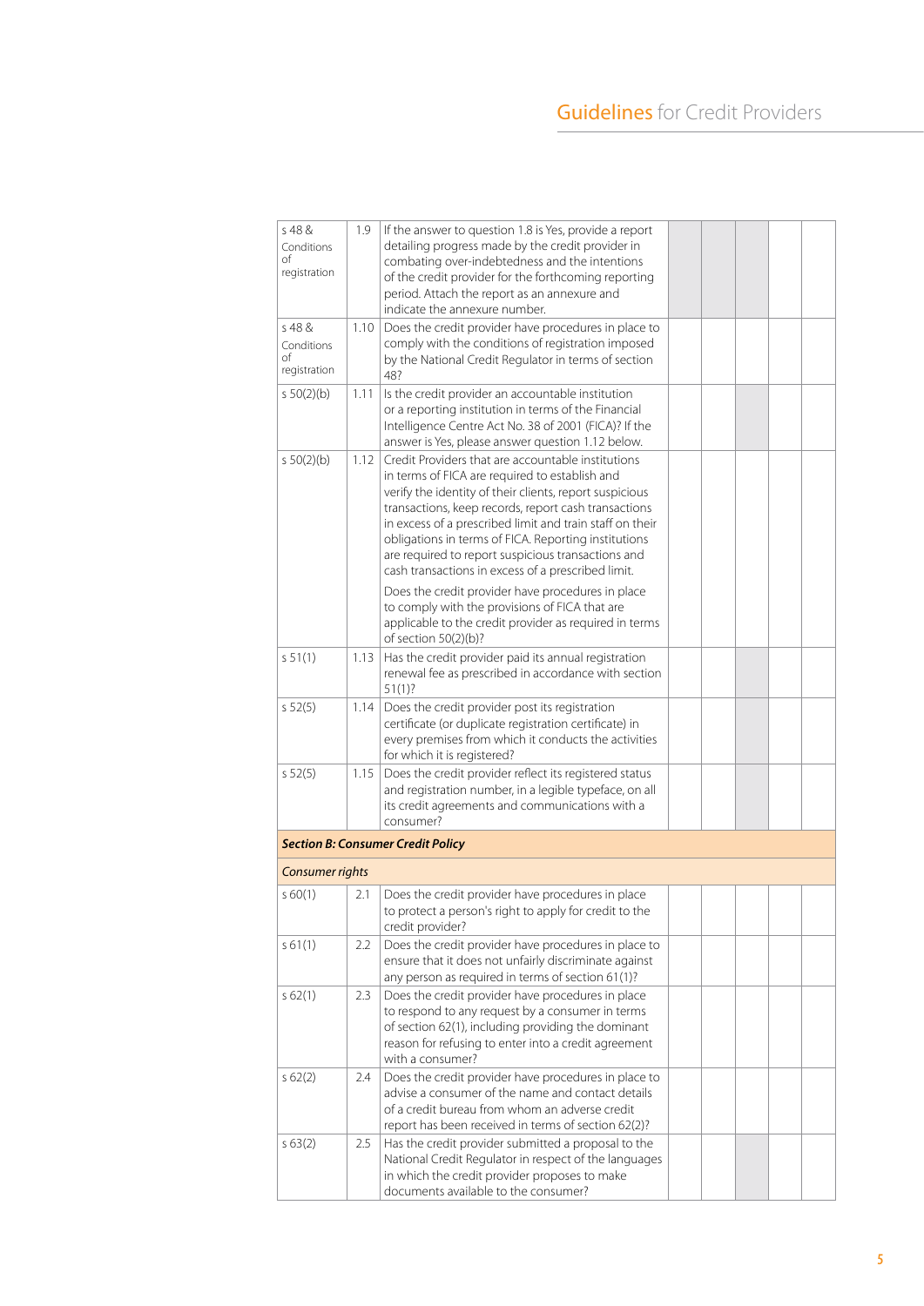| | | | | | | | |
|---|---|---|---|---|---|---|---|
| s 48 & Conditions of registration | 1.9 | If the answer to question 1.8 is Yes, provide a report detailing progress made by the credit provider in combating over-indebtedness and the intentions of the credit provider for the forthcoming reporting period. Attach the report as an annexure and indicate the annexure number. | | | | | |
| s 48 & Conditions of registration | 1.10 | Does the credit provider have procedures in place to comply with the conditions of registration imposed by the National Credit Regulator in terms of section 48? | | | | | |
| s 50(2)(b) | 1.11 | Is the credit provider an accountable institution or a reporting institution in terms of the Financial Intelligence Centre Act No. 38 of 2001 (FICA)? If the answer is Yes, please answer question 1.12 below. | | | | | |
| s 50(2)(b) | 1.12 | Credit Providers that are accountable institutions in terms of FICA are required to establish and verify the identity of their clients, report suspicious transactions, keep records, report cash transactions in excess of a prescribed limit and train staff on their obligations in terms of FICA. Reporting institutions are required to report suspicious transactions and cash transactions in excess of a prescribed limit.<br><br>Does the credit provider have procedures in place to comply with the provisions of FICA that are applicable to the credit provider as required in terms of section 50(2)(b)? | | | | | |
| s 51(1) | 1.13 | Has the credit provider paid its annual registration renewal fee as prescribed in accordance with section 51(1)? | | | | | |
| s 52(5) | 1.14 | Does the credit provider post its registration certificate (or duplicate registration certificate) in every premises from which it conducts the activities for which it is registered? | | | | | |
| s 52(5) | 1.15 | Does the credit provider reflect its registered status and registration number, in a legible typeface, on all its credit agreements and communications with a consumer? | | | | | |
| ***Section B: Consumer Credit Policy*** | | | | | | | |
| *Consumer rights* | | | | | | | |
| s 60(1) | 2.1 | Does the credit provider have procedures in place to protect a person's right to apply for credit to the credit provider? | | | | | |
| s 61(1) | 2.2 | Does the credit provider have procedures in place to ensure that it does not unfairly discriminate against any person as required in terms of section 61(1)? | | | | | |
| s 62(1) | 2.3 | Does the credit provider have procedures in place to respond to any request by a consumer in terms of section 62(1), including providing the dominant reason for refusing to enter into a credit agreement with a consumer? | | | | | |
| s 62(2) | 2.4 | Does the credit provider have procedures in place to advise a consumer of the name and contact details of a credit bureau from whom an adverse credit report has been received in terms of section 62(2)? | | | | | |
| s 63(2) | 2.5 | Has the credit provider submitted a proposal to the National Credit Regulator in respect of the languages in which the credit provider proposes to make documents available to the consumer? | | | | | |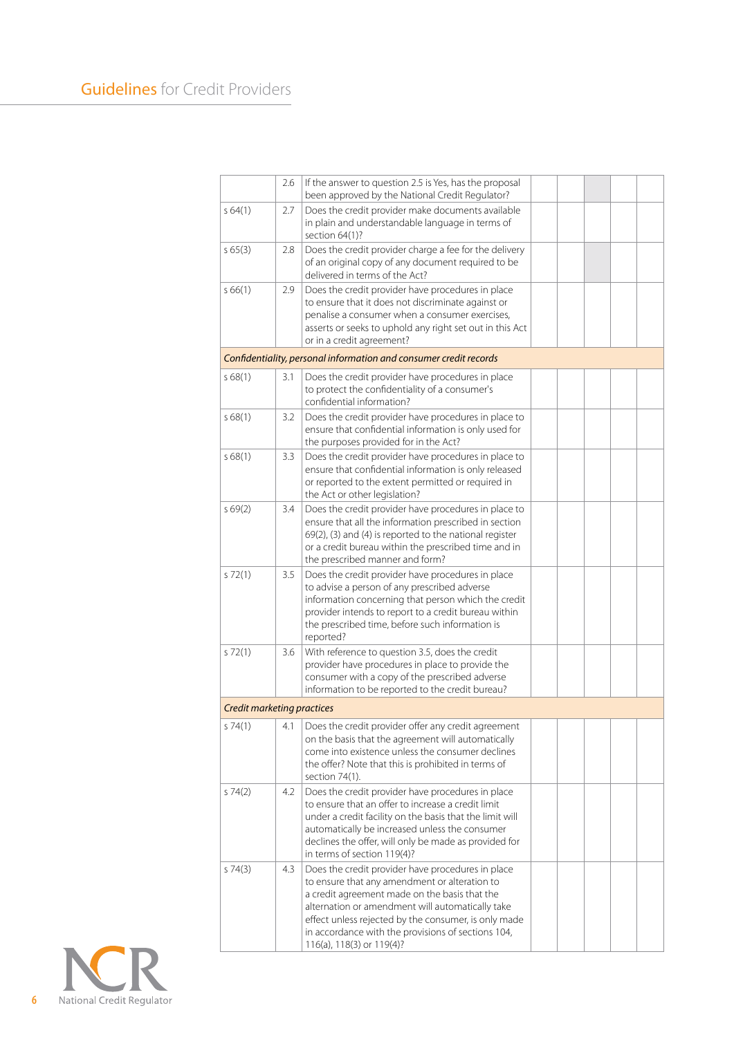| | | | | | | | |
|---|---|---|---|---|---|---|---|
| | 2.6 | If the answer to question 2.5 is Yes, has the proposal been approved by the National Credit Regulator? | | | | | |
| s 64(1) | 2.7 | Does the credit provider make documents available in plain and understandable language in terms of section 64(1)? | | | | | |
| s 65(3) | 2.8 | Does the credit provider charge a fee for the delivery of an original copy of any document required to be delivered in terms of the Act? | | | | | |
| s 66(1) | 2.9 | Does the credit provider have procedures in place to ensure that it does not discriminate against or penalise a consumer when a consumer exercises, asserts or seeks to uphold any right set out in this Act or in a credit agreement? | | | | | |
| *Confidentiality, personal information and consumer credit records* | | | | | | | |
| s 68(1) | 3.1 | Does the credit provider have procedures in place to protect the confidentiality of a consumer's confidential information? | | | | | |
| s 68(1) | 3.2 | Does the credit provider have procedures in place to ensure that confidential information is only used for the purposes provided for in the Act? | | | | | |
| s 68(1) | 3.3 | Does the credit provider have procedures in place to ensure that confidential information is only released or reported to the extent permitted or required in the Act or other legislation? | | | | | |
| s 69(2) | 3.4 | Does the credit provider have procedures in place to ensure that all the information prescribed in section 69(2), (3) and (4) is reported to the national register or a credit bureau within the prescribed time and in the prescribed manner and form? | | | | | |
| s 72(1) | 3.5 | Does the credit provider have procedures in place to advise a person of any prescribed adverse information concerning that person which the credit provider intends to report to a credit bureau within the prescribed time, before such information is reported? | | | | | |
| s 72(1) | 3.6 | With reference to question 3.5, does the credit provider have procedures in place to provide the consumer with a copy of the prescribed adverse information to be reported to the credit bureau? | | | | | |
| *Credit marketing practices* | | | | | | | |
| s 74(1) | 4.1 | Does the credit provider offer any credit agreement on the basis that the agreement will automatically come into existence unless the consumer declines the offer? Note that this is prohibited in terms of section 74(1). | | | | | |
| s 74(2) | 4.2 | Does the credit provider have procedures in place to ensure that an offer to increase a credit limit under a credit facility on the basis that the limit will automatically be increased unless the consumer declines the offer, will only be made as provided for in terms of section 119(4)? | | | | | |
| s 74(3) | 4.3 | Does the credit provider have procedures in place to ensure that any amendment or alteration to a credit agreement made on the basis that the alternation or amendment will automatically take effect unless rejected by the consumer, is only made in accordance with the provisions of sections 104, 116(a), 118(3) or 119(4)? | | | | | |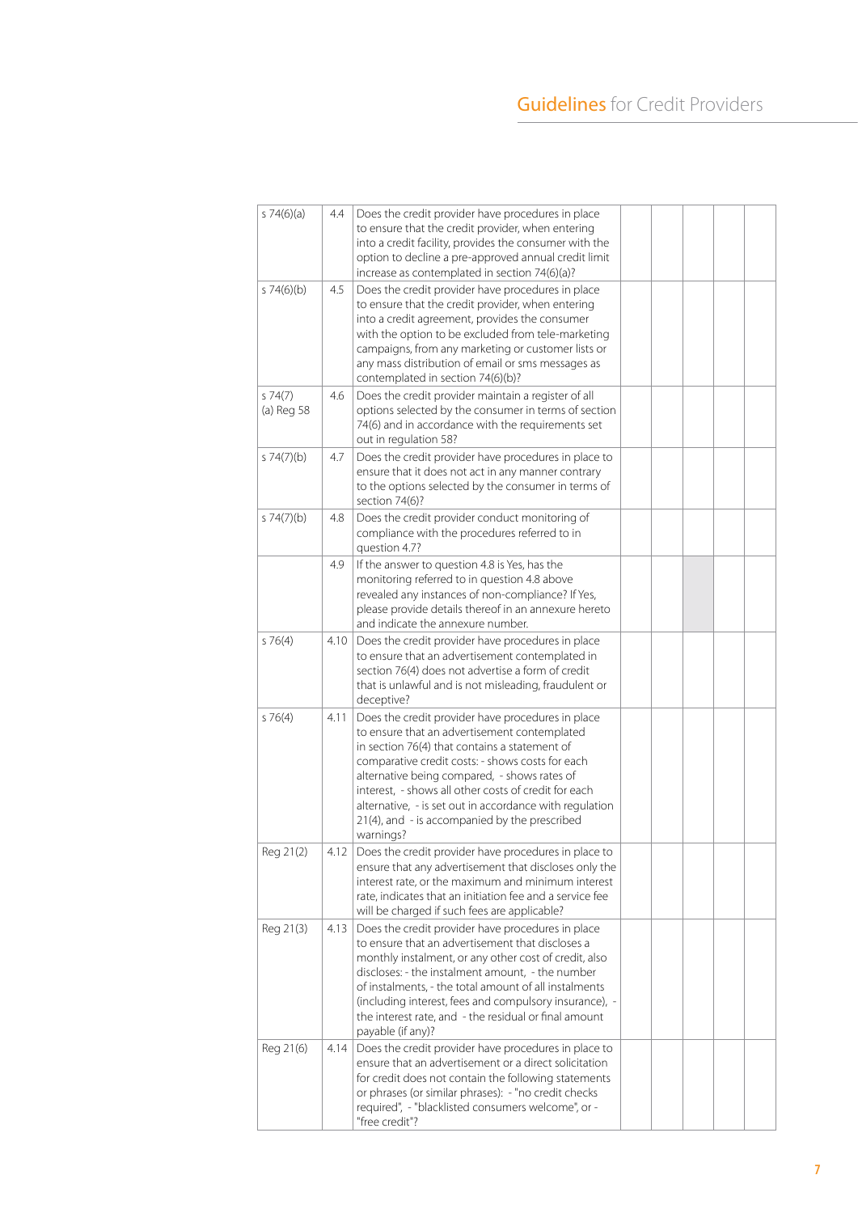| | | | | | | | |
|---|---|---|---|---|---|---|---|
| s 74(6)(a) | 4.4 | Does the credit provider have procedures in place to ensure that the credit provider, when entering into a credit facility, provides the consumer with the option to decline a pre-approved annual credit limit increase as contemplated in section 74(6)(a)? | | | | | |
| s 74(6)(b) | 4.5 | Does the credit provider have procedures in place to ensure that the credit provider, when entering into a credit agreement, provides the consumer with the option to be excluded from tele-marketing campaigns, from any marketing or customer lists or any mass distribution of email or sms messages as contemplated in section 74(6)(b)? | | | | | |
| s 74(7)(a) Reg 58 | 4.6 | Does the credit provider maintain a register of all options selected by the consumer in terms of section 74(6) and in accordance with the requirements set out in regulation 58? | | | | | |
| s 74(7)(b) | 4.7 | Does the credit provider have procedures in place to ensure that it does not act in any manner contrary to the options selected by the consumer in terms of section 74(6)? | | | | | |
| s 74(7)(b) | 4.8 | Does the credit provider conduct monitoring of compliance with the procedures referred to in question 4.7? | | | | | |
| | 4.9 | If the answer to question 4.8 is Yes, has the monitoring referred to in question 4.8 above revealed any instances of non-compliance? If Yes, please provide details thereof in an annexure hereto and indicate the annexure number. | | | | | |
| s 76(4) | 4.10 | Does the credit provider have procedures in place to ensure that an advertisement contemplated in section 76(4) does not advertise a form of credit that is unlawful and is not misleading, fraudulent or deceptive? | | | | | |
| s 76(4) | 4.11 | Does the credit provider have procedures in place to ensure that an advertisement contemplated in section 76(4) that contains a statement of comparative credit costs: - shows costs for each alternative being compared, - shows rates of interest, - shows all other costs of credit for each alternative, - is set out in accordance with regulation 21(4), and - is accompanied by the prescribed warnings? | | | | | |
| Reg 21(2) | 4.12 | Does the credit provider have procedures in place to ensure that any advertisement that discloses only the interest rate, or the maximum and minimum interest rate, indicates that an initiation fee and a service fee will be charged if such fees are applicable? | | | | | |
| Reg 21(3) | 4.13 | Does the credit provider have procedures in place to ensure that an advertisement that discloses a monthly instalment, or any other cost of credit, also discloses: - the instalment amount, - the number of instalments, - the total amount of all instalments (including interest, fees and compulsory insurance), - the interest rate, and - the residual or final amount payable (if any)? | | | | | |
| Reg 21(6) | 4.14 | Does the credit provider have procedures in place to ensure that an advertisement or a direct solicitation for credit does not contain the following statements or phrases (or similar phrases): - "no credit checks required", - "blacklisted consumers welcome", or - "free credit"? | | | | | |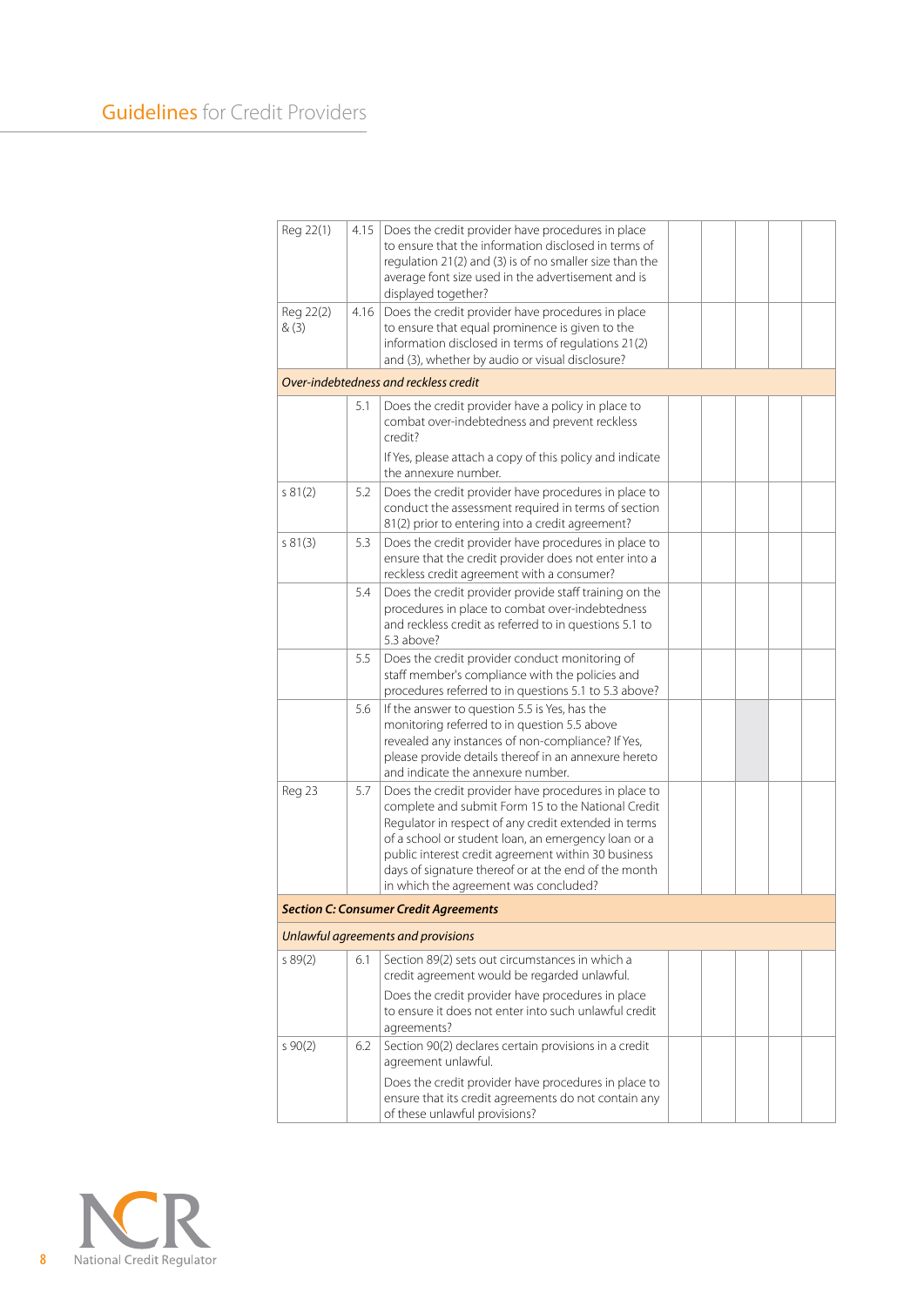| | | | | | | | |
|---|---|---|---|---|---|---|---|
| Reg 22(1) | 4.15 | Does the credit provider have procedures in place to ensure that the information disclosed in terms of regulation 21(2) and (3) is of no smaller size than the average font size used in the advertisement and is displayed together? | | | | | |
| Reg 22(2) & (3) | 4.16 | Does the credit provider have procedures in place to ensure that equal prominence is given to the information disclosed in terms of regulations 21(2) and (3), whether by audio or visual disclosure? | | | | | |
| *Over-indebtedness and reckless credit* | | | | | | | |
| | 5.1 | Does the credit provider have a policy in place to combat over-indebtedness and prevent reckless credit?<br><br>If Yes, please attach a copy of this policy and indicate the annexure number. | | | | | |
| s 81(2) | 5.2 | Does the credit provider have procedures in place to conduct the assessment required in terms of section 81(2) prior to entering into a credit agreement? | | | | | |
| s 81(3) | 5.3 | Does the credit provider have procedures in place to ensure that the credit provider does not enter into a reckless credit agreement with a consumer? | | | | | |
| | 5.4 | Does the credit provider provide staff training on the procedures in place to combat over-indebtedness and reckless credit as referred to in questions 5.1 to 5.3 above? | | | | | |
| | 5.5 | Does the credit provider conduct monitoring of staff member's compliance with the policies and procedures referred to in questions 5.1 to 5.3 above? | | | | | |
| | 5.6 | If the answer to question 5.5 is Yes, has the monitoring referred to in question 5.5 above revealed any instances of non-compliance? If Yes, please provide details thereof in an annexure hereto and indicate the annexure number. | | | | | |
| Reg 23 | 5.7 | Does the credit provider have procedures in place to complete and submit Form 15 to the National Credit Regulator in respect of any credit extended in terms of a school or student loan, an emergency loan or a public interest credit agreement within 30 business days of signature thereof or at the end of the month in which the agreement was concluded? | | | | | |
| ***Section C: Consumer Credit Agreements*** | | | | | | | |
| *Unlawful agreements and provisions* | | | | | | | |
| s 89(2) | 6.1 | Section 89(2) sets out circumstances in which a credit agreement would be regarded unlawful.<br><br>Does the credit provider have procedures in place to ensure it does not enter into such unlawful credit agreements? | | | | | |
| s 90(2) | 6.2 | Section 90(2) declares certain provisions in a credit agreement unlawful.<br><br>Does the credit provider have procedures in place to ensure that its credit agreements do not contain any of these unlawful provisions? | | | | | |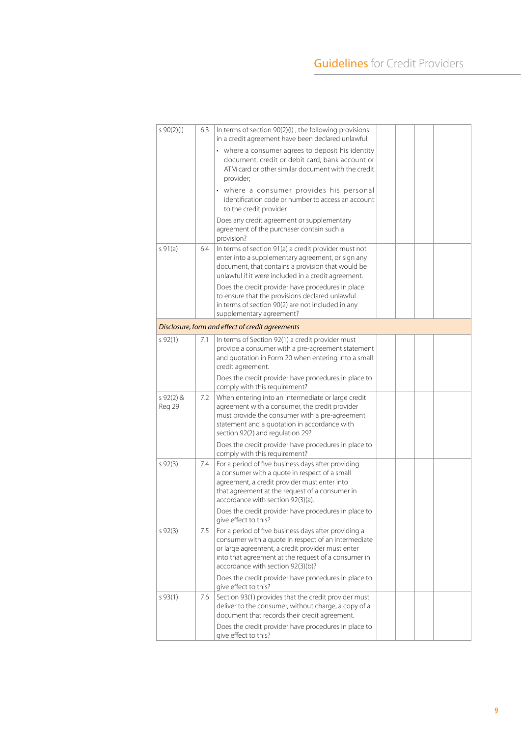| | | | | | | | |
|---|---|---|---|---|---|---|---|
| s 90(2)(l) | 6.3 | In terms of section 90(2)(l) , the following provisions in a credit agreement have been declared unlawful:<br>• where a consumer agrees to deposit his identity document, credit or debit card, bank account or ATM card or other similar document with the credit provider;<br>• where a consumer provides his personal identification code or number to access an account to the credit provider.<br>Does any credit agreement or supplementary agreement of the purchaser contain such a provision? | | | | | |
| s 91(a) | 6.4 | In terms of section 91(a) a credit provider must not enter into a supplementary agreement, or sign any document, that contains a provision that would be unlawful if it were included in a credit agreement.<br>Does the credit provider have procedures in place to ensure that the provisions declared unlawful in terms of section 90(2) are not included in any supplementary agreement? | | | | | |
| *Disclosure, form and effect of credit agreements* | | | | | | | |
| s 92(1) | 7.1 | In terms of Section 92(1) a credit provider must provide a consumer with a pre-agreement statement and quotation in Form 20 when entering into a small credit agreement.<br>Does the credit provider have procedures in place to comply with this requirement? | | | | | |
| s 92(2) & Reg 29 | 7.2 | When entering into an intermediate or large credit agreement with a consumer, the credit provider must provide the consumer with a pre-agreement statement and a quotation in accordance with section 92(2) and regulation 29?<br>Does the credit provider have procedures in place to comply with this requirement? | | | | | |
| s 92(3) | 7.4 | For a period of five business days after providing a consumer with a quote in respect of a small agreement, a credit provider must enter into that agreement at the request of a consumer in accordance with section 92(3)(a).<br>Does the credit provider have procedures in place to give effect to this? | | | | | |
| s 92(3) | 7.5 | For a period of five business days after providing a consumer with a quote in respect of an intermediate or large agreement, a credit provider must enter into that agreement at the request of a consumer in accordance with section 92(3)(b)?<br>Does the credit provider have procedures in place to give effect to this? | | | | | |
| s 93(1) | 7.6 | Section 93(1) provides that the credit provider must deliver to the consumer, without charge, a copy of a document that records their credit agreement.<br>Does the credit provider have procedures in place to give effect to this? | | | | | |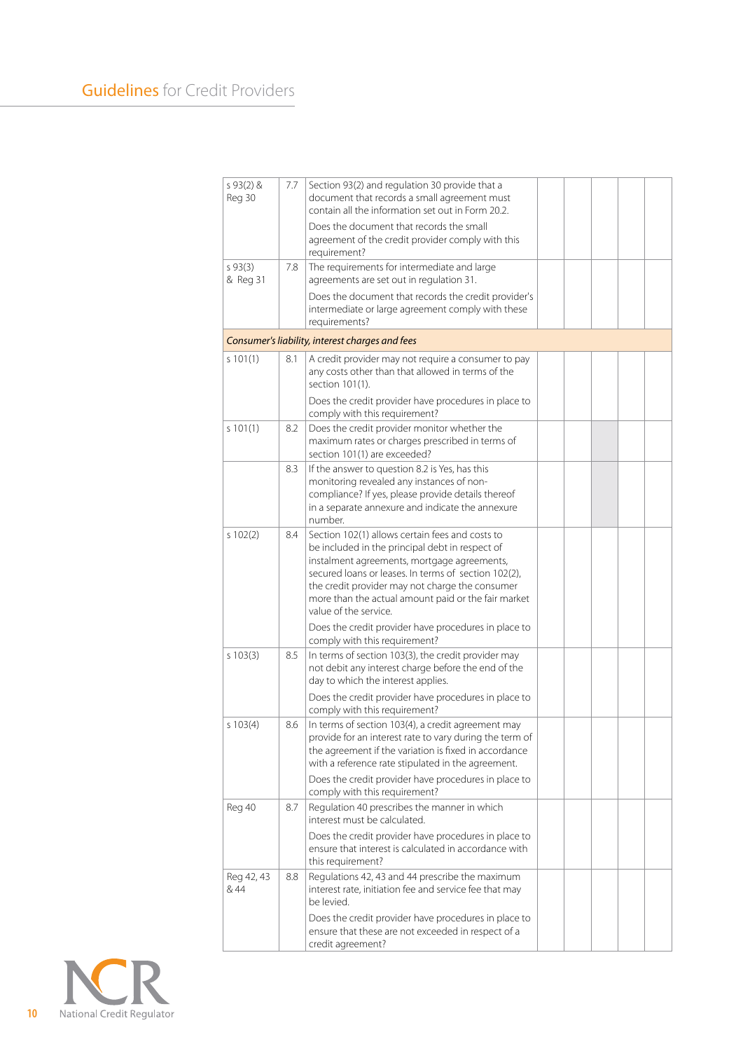| | | | | | | | |
|---|---|---|---|---|---|---|---|
| s 93(2) & Reg 30 | 7.7 | Section 93(2) and regulation 30 provide that a document that records a small agreement must contain all the information set out in Form 20.2.<br><br>Does the document that records the small agreement of the credit provider comply with this requirement? | | | | | |
| s 93(3) & Reg 31 | 7.8 | The requirements for intermediate and large agreements are set out in regulation 31.<br><br>Does the document that records the credit provider's intermediate or large agreement comply with these requirements? | | | | | |
| *Consumer's liability, interest charges and fees* | | | | | | | |
| s 101(1) | 8.1 | A credit provider may not require a consumer to pay any costs other than that allowed in terms of the section 101(1).<br><br>Does the credit provider have procedures in place to comply with this requirement? | | | | | |
| s 101(1) | 8.2 | Does the credit provider monitor whether the maximum rates or charges prescribed in terms of section 101(1) are exceeded? | | | | | |
| | 8.3 | If the answer to question 8.2 is Yes, has this monitoring revealed any instances of non-compliance? If yes, please provide details thereof in a separate annexure and indicate the annexure number. | | | | | |
| s 102(2) | 8.4 | Section 102(1) allows certain fees and costs to be included in the principal debt in respect of instalment agreements, mortgage agreements, secured loans or leases. In terms of section 102(2), the credit provider may not charge the consumer more than the actual amount paid or the fair market value of the service.<br><br>Does the credit provider have procedures in place to comply with this requirement? | | | | | |
| s 103(3) | 8.5 | In terms of section 103(3), the credit provider may not debit any interest charge before the end of the day to which the interest applies.<br><br>Does the credit provider have procedures in place to comply with this requirement? | | | | | |
| s 103(4) | 8.6 | In terms of section 103(4), a credit agreement may provide for an interest rate to vary during the term of the agreement if the variation is fixed in accordance with a reference rate stipulated in the agreement.<br><br>Does the credit provider have procedures in place to comply with this requirement? | | | | | |
| Reg 40 | 8.7 | Regulation 40 prescribes the manner in which interest must be calculated.<br><br>Does the credit provider have procedures in place to ensure that interest is calculated in accordance with this requirement? | | | | | |
| Reg 42, 43 & 44 | 8.8 | Regulations 42, 43 and 44 prescribe the maximum interest rate, initiation fee and service fee that may be levied.<br><br>Does the credit provider have procedures in place to ensure that these are not exceeded in respect of a credit agreement? | | | | | |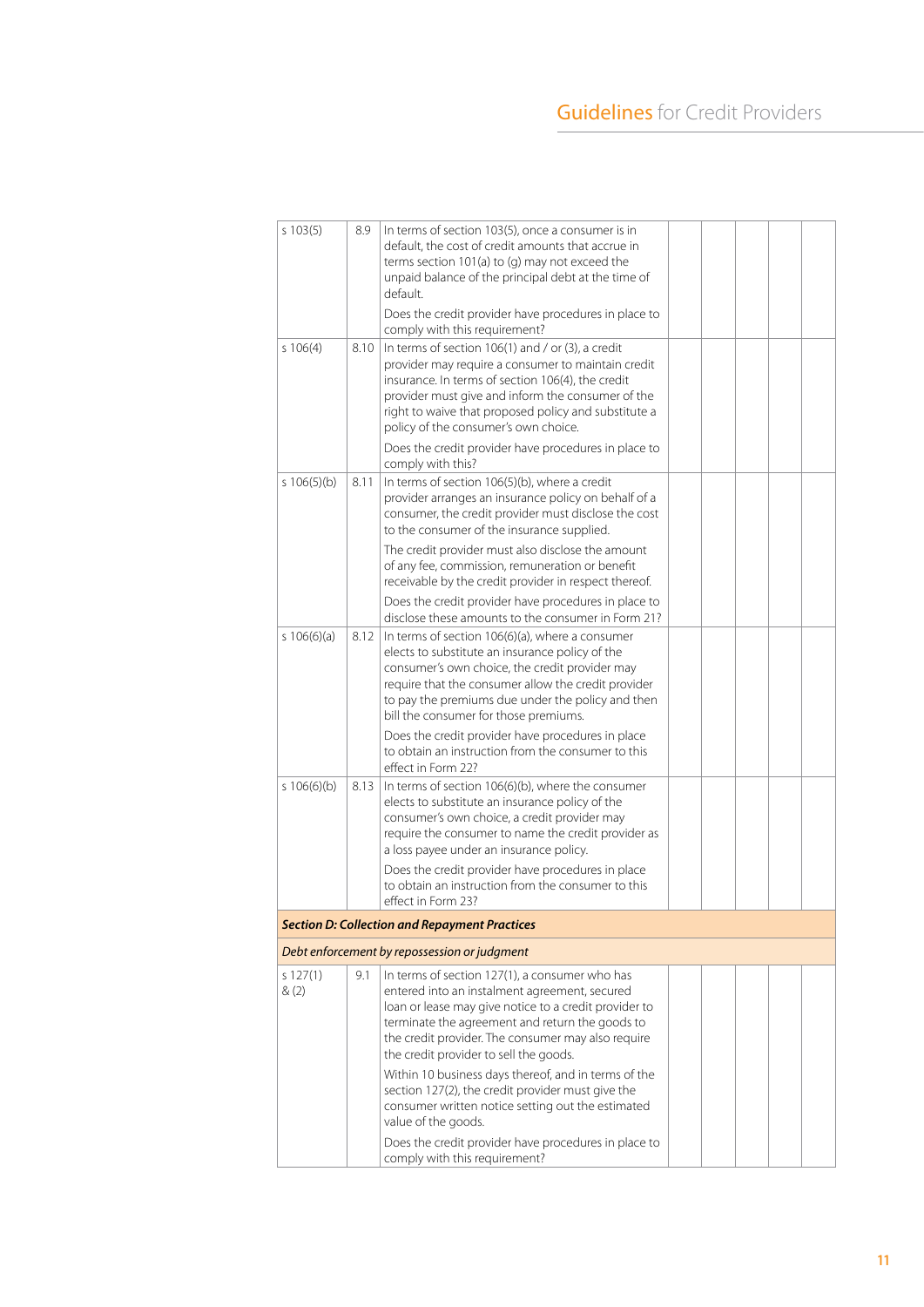| | | | | | | | |
|---|---|---|---|---|---|---|---|
| s 103(5) | 8.9 | In terms of section 103(5), once a consumer is in default, the cost of credit amounts that accrue in terms section 101(a) to (g) may not exceed the unpaid balance of the principal debt at the time of default.<br><br>Does the credit provider have procedures in place to comply with this requirement? | | | | | |
| s 106(4) | 8.10 | In terms of section 106(1) and / or (3), a credit provider may require a consumer to maintain credit insurance. In terms of section 106(4), the credit provider must give and inform the consumer of the right to waive that proposed policy and substitute a policy of the consumer's own choice.<br><br>Does the credit provider have procedures in place to comply with this? | | | | | |
| s 106(5)(b) | 8.11 | In terms of section 106(5)(b), where a credit provider arranges an insurance policy on behalf of a consumer, the credit provider must disclose the cost to the consumer of the insurance supplied.<br><br>The credit provider must also disclose the amount of any fee, commission, remuneration or benefit receivable by the credit provider in respect thereof.<br><br>Does the credit provider have procedures in place to disclose these amounts to the consumer in Form 21? | | | | | |
| s 106(6)(a) | 8.12 | In terms of section 106(6)(a), where a consumer elects to substitute an insurance policy of the consumer's own choice, the credit provider may require that the consumer allow the credit provider to pay the premiums due under the policy and then bill the consumer for those premiums.<br><br>Does the credit provider have procedures in place to obtain an instruction from the consumer to this effect in Form 22? | | | | | |
| s 106(6)(b) | 8.13 | In terms of section 106(6)(b), where the consumer elects to substitute an insurance policy of the consumer's own choice, a credit provider may require the consumer to name the credit provider as a loss payee under an insurance policy.<br><br>Does the credit provider have procedures in place to obtain an instruction from the consumer to this effect in Form 23? | | | | | |
| ***Section D: Collection and Repayment Practices*** | | | | | | | |
| *Debt enforcement by repossession or judgment* | | | | | | | |
| s 127(1) & (2) | 9.1 | In terms of section 127(1), a consumer who has entered into an instalment agreement, secured loan or lease may give notice to a credit provider to terminate the agreement and return the goods to the credit provider. The consumer may also require the credit provider to sell the goods.<br><br>Within 10 business days thereof, and in terms of the section 127(2), the credit provider must give the consumer written notice setting out the estimated value of the goods.<br><br>Does the credit provider have procedures in place to comply with this requirement? | | | | | |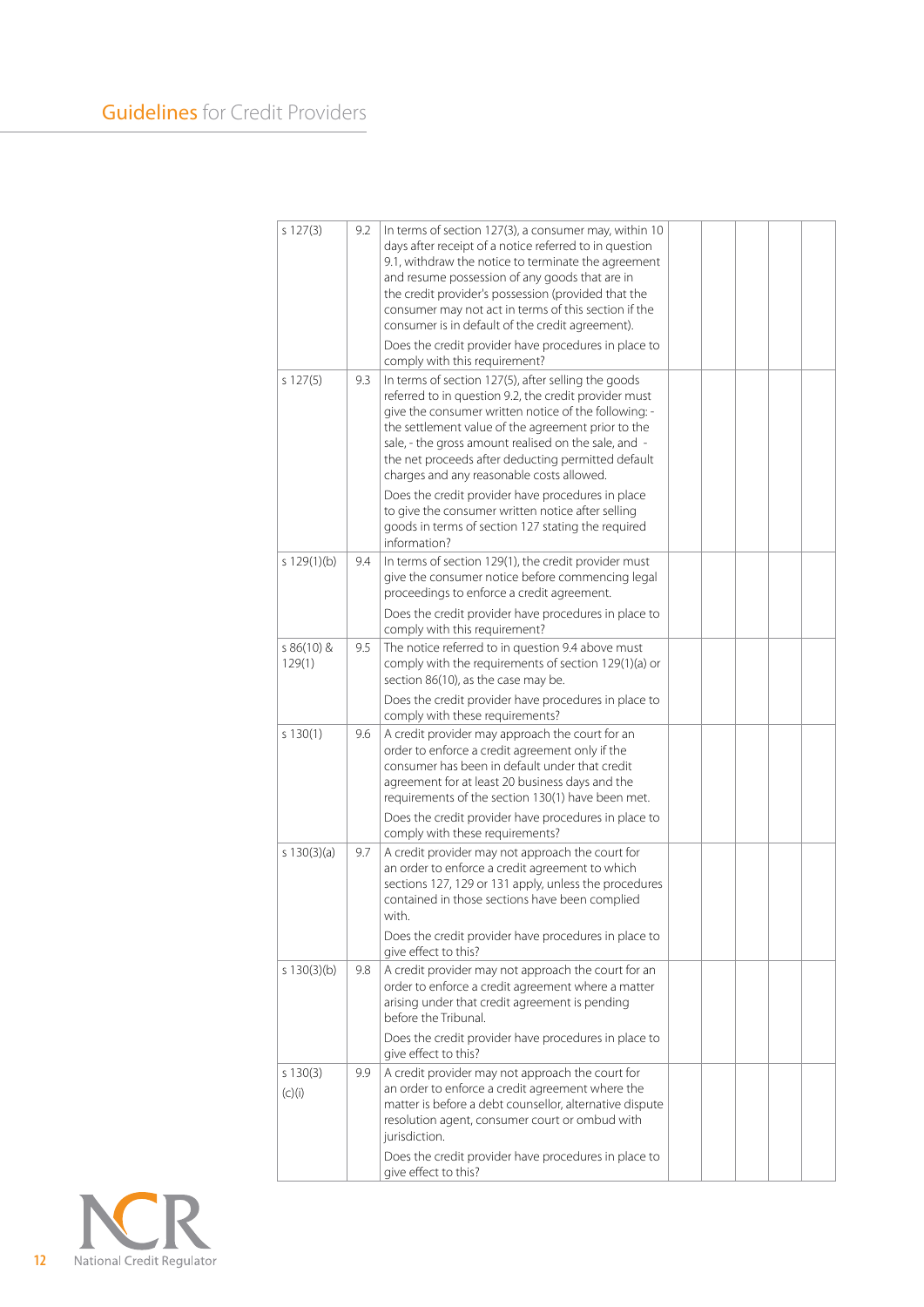| | | | | | | | |
|---|---|---|---|---|---|---|---|
| s 127(3) | 9.2 | In terms of section 127(3), a consumer may, within 10 days after receipt of a notice referred to in question 9.1, withdraw the notice to terminate the agreement and resume possession of any goods that are in the credit provider's possession (provided that the consumer may not act in terms of this section if the consumer is in default of the credit agreement).<br><br>Does the credit provider have procedures in place to comply with this requirement? | | | | | |
| s 127(5) | 9.3 | In terms of section 127(5), after selling the goods referred to in question 9.2, the credit provider must give the consumer written notice of the following: - the settlement value of the agreement prior to the sale, - the gross amount realised on the sale, and - the net proceeds after deducting permitted default charges and any reasonable costs allowed.<br><br>Does the credit provider have procedures in place to give the consumer written notice after selling goods in terms of section 127 stating the required information? | | | | | |
| s 129(1)(b) | 9.4 | In terms of section 129(1), the credit provider must give the consumer notice before commencing legal proceedings to enforce a credit agreement.<br><br>Does the credit provider have procedures in place to comply with this requirement? | | | | | |
| s 86(10) & 129(1) | 9.5 | The notice referred to in question 9.4 above must comply with the requirements of section 129(1)(a) or section 86(10), as the case may be.<br><br>Does the credit provider have procedures in place to comply with these requirements? | | | | | |
| s 130(1) | 9.6 | A credit provider may approach the court for an order to enforce a credit agreement only if the consumer has been in default under that credit agreement for at least 20 business days and the requirements of the section 130(1) have been met.<br><br>Does the credit provider have procedures in place to comply with these requirements? | | | | | |
| s 130(3)(a) | 9.7 | A credit provider may not approach the court for an order to enforce a credit agreement to which sections 127, 129 or 131 apply, unless the procedures contained in those sections have been complied with.<br><br>Does the credit provider have procedures in place to give effect to this? | | | | | |
| s 130(3)(b) | 9.8 | A credit provider may not approach the court for an order to enforce a credit agreement where a matter arising under that credit agreement is pending before the Tribunal.<br><br>Does the credit provider have procedures in place to give effect to this? | | | | | |
| s 130(3) (c)(i) | 9.9 | A credit provider may not approach the court for an order to enforce a credit agreement where the matter is before a debt counsellor, alternative dispute resolution agent, consumer court or ombud with jurisdiction.<br><br>Does the credit provider have procedures in place to give effect to this? | | | | | |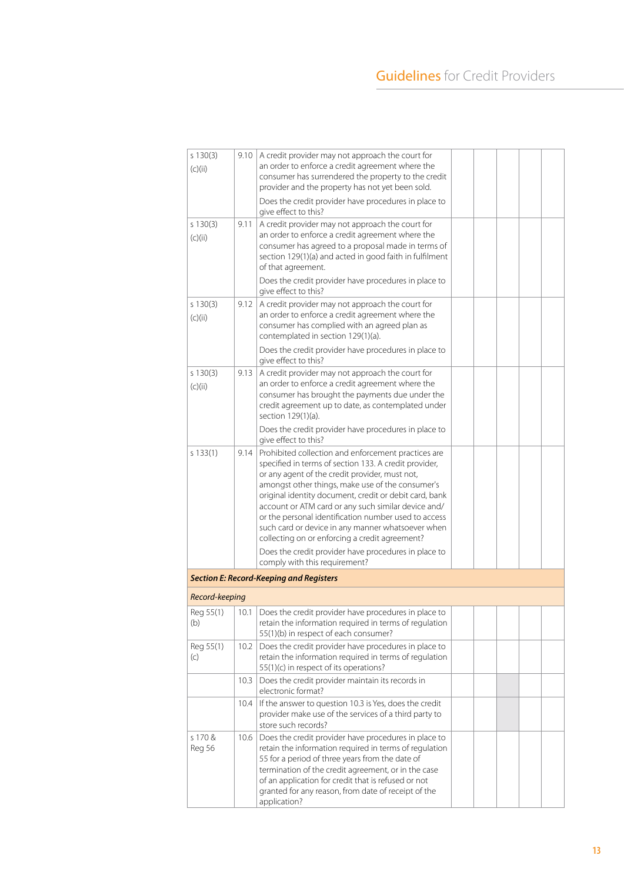| | | | | | | | |
|---|---|---|---|---|---|---|---|
| s 130(3)(c)(ii) | 9.10 | A credit provider may not approach the court for an order to enforce a credit agreement where the consumer has surrendered the property to the credit provider and the property has not yet been sold.<br><br>Does the credit provider have procedures in place to give effect to this? | | | | | |
| s 130(3)(c)(ii) | 9.11 | A credit provider may not approach the court for an order to enforce a credit agreement where the consumer has agreed to a proposal made in terms of section 129(1)(a) and acted in good faith in fulfilment of that agreement.<br><br>Does the credit provider have procedures in place to give effect to this? | | | | | |
| s 130(3)(c)(ii) | 9.12 | A credit provider may not approach the court for an order to enforce a credit agreement where the consumer has complied with an agreed plan as contemplated in section 129(1)(a).<br><br>Does the credit provider have procedures in place to give effect to this? | | | | | |
| s 130(3)(c)(ii) | 9.13 | A credit provider may not approach the court for an order to enforce a credit agreement where the consumer has brought the payments due under the credit agreement up to date, as contemplated under section 129(1)(a).<br><br>Does the credit provider have procedures in place to give effect to this? | | | | | |
| s 133(1) | 9.14 | Prohibited collection and enforcement practices are specified in terms of section 133. A credit provider, or any agent of the credit provider, must not, amongst other things, make use of the consumer's original identity document, credit or debit card, bank account or ATM card or any such similar device and/or the personal identification number used to access such card or device in any manner whatsoever when collecting on or enforcing a credit agreement?<br><br>Does the credit provider have procedures in place to comply with this requirement? | | | | | |
| ***Section E: Record-Keeping and Registers*** | | | | | | | |
| ***Record-keeping*** | | | | | | | |
| Reg 55(1)(b) | 10.1 | Does the credit provider have procedures in place to retain the information required in terms of regulation 55(1)(b) in respect of each consumer? | | | | | |
| Reg 55(1)(c) | 10.2 | Does the credit provider have procedures in place to retain the information required in terms of regulation 55(1)(c) in respect of its operations? | | | | | |
| | 10.3 | Does the credit provider maintain its records in electronic format? | | | | | |
| | 10.4 | If the answer to question 10.3 is Yes, does the credit provider make use of the services of a third party to store such records? | | | | | |
| s 170 & Reg 56 | 10.6 | Does the credit provider have procedures in place to retain the information required in terms of regulation 55 for a period of three years from the date of termination of the credit agreement, or in the case of an application for credit that is refused or not granted for any reason, from date of receipt of the application? | | | | | |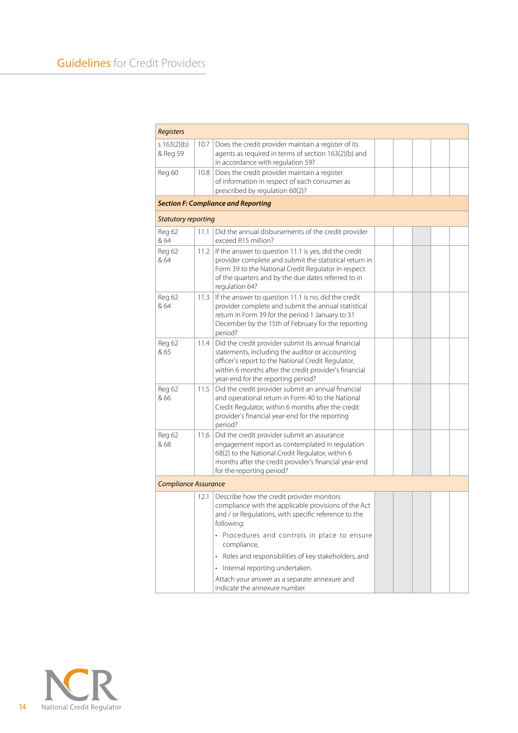| | | | | | | | |
|---|---|---|---|---|---|---|---|
| ***Registers*** | | | | | | | |
| s 163(2)(b) & Reg 59 | 10.7 | Does the credit provider maintain a register of its agents as required in terms of section 163(2)(b) and in accordance with regulation 59? | | | | | |
| Reg 60 | 10.8 | Does the credit provider maintain a register of information in respect of each consumer as prescribed by regulation 60(2)? | | | | | |
| ***Section F: Compliance and Reporting*** | | | | | | | |
| *Statutory reporting* | | | | | | | |
| Reg 62 & 64 | 11.1 | Did the annual disbursements of the credit provider exceed R15 million? | | | | | |
| Reg 62 & 64 | 11.2 | If the answer to question 11.1 is yes, did the credit provider complete and submit the statistical return in Form 39 to the National Credit Regulator in respect of the quarters and by the due dates referred to in regulation 64? | | | | | |
| Reg 62 & 64 | 11.3 | If the answer to question 11.1 is no, did the credit provider complete and submit the annual statistical return in Form 39 for the period 1 January to 31 December by the 15th of February for the reporting period? | | | | | |
| Reg 62 & 65 | 11.4 | Did the credit provider submit its annual financial statements, including the auditor or accounting officer's report to the National Credit Regulator, within 6 months after the credit provider's financial year-end for the reporting period? | | | | | |
| Reg 62 & 66 | 11.5 | Did the credit provider submit an annual financial and operational return in Form 40 to the National Credit Regulator, within 6 months after the credit provider's financial year-end for the reporting period? | | | | | |
| Reg 62 & 68 | 11.6 | Did the credit provider submit an assurance engagement report as contemplated in regulation 68(2) to the National Credit Regulator, within 6 months after the credit provider's financial year-end for the reporting period? | | | | | |
| *Compliance Assurance* | | | | | | | |
| | 12.1 | Describe how the credit provider monitors compliance with the applicable provisions of the Act and / or Regulations, with specific reference to the following:<br>• Procedures and controls in place to ensure compliance,<br>• Roles and responsibilities of key stakeholders, and<br>• Internal reporting undertaken.<br>Attach your answer as a separate annexure and indicate the annexure number. | | | | | |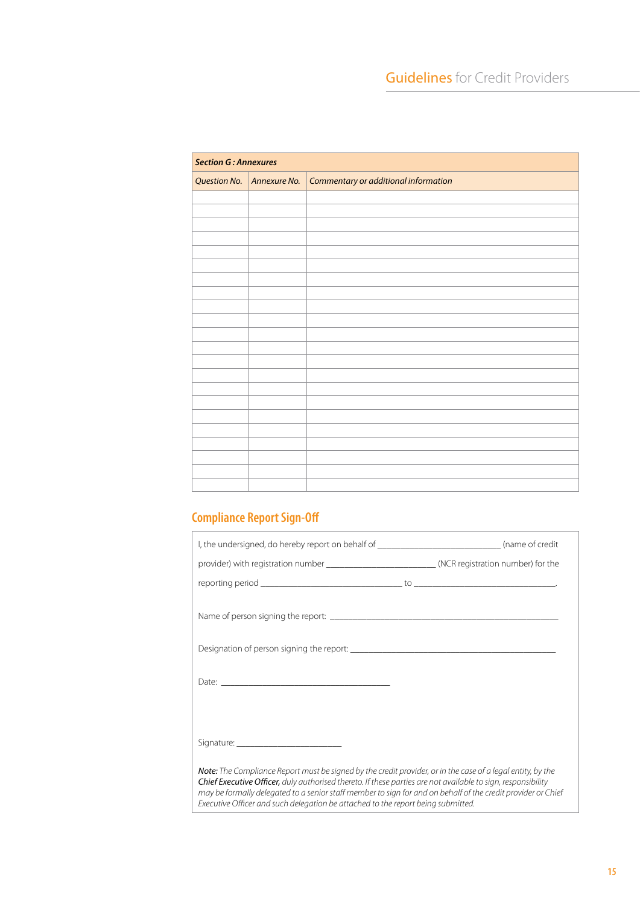| ***Section G : Annexures*** | | |
|---|---|---|
| *Question No.* | *Annexure No.* | *Commentary or additional information* |
| | | |
| | | |
| | | |
| | | |
| | | |
| | | |
| | | |
| | | |
| | | |
| | | |
| | | |
| | | |
| | | |
| | | |
| | | |
| | | |
| | | |
| | | |
| | | |
| | | |
| | | |
| | | |

## Compliance Report Sign-Off

I, the undersigned, do hereby report on behalf of ___________________________ (name of credit provider) with registration number ________________________ (NCR registration number) for the reporting period _______________________________ to _______________________________.

Name of person signing the report: ___________________________________________________

Designation of person signing the report: ______________________________________________

Date: _____________________________________

Signature: _______________________

***Note:*** *The Compliance Report must be signed by the credit provider, or in the case of a legal entity, by the* ***Chief Executive Officer,*** *duly authorised thereto. If these parties are not available to sign, responsibility may be formally delegated to a senior staff member to sign for and on behalf of the credit provider or Chief Executive Officer and such delegation be attached to the report being submitted.*